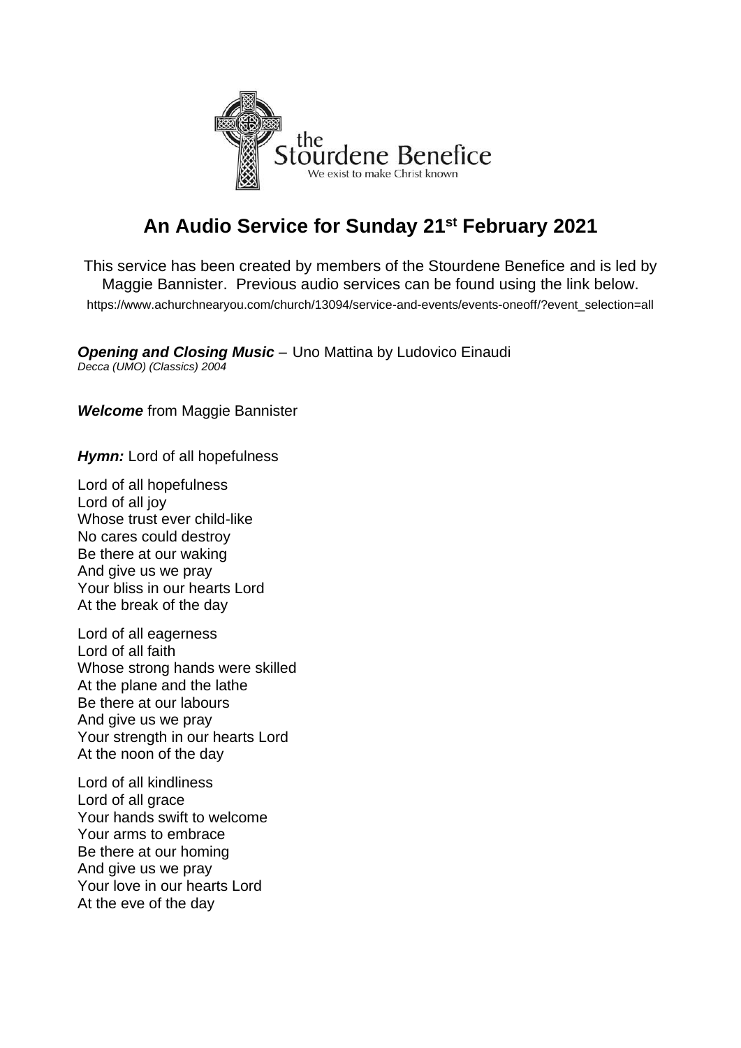# An Audio Service for Sunday 21st February 2021

This service has been created by members of the Stourdene Benefice and is led by Maggie Bannister. Previous audio services can be found using the link below.
https://www.achurchnearyou.com/church/13094/service-and-events/events-oneoff/?event_selection=all

***Opening and Closing Music*** – Uno Mattina by Ludovico Einaudi
*Decca (UMO) (Classics) 2004*

***Welcome*** from Maggie Bannister

***Hymn:*** Lord of all hopefulness

Lord of all hopefulness
Lord of all joy
Whose trust ever child-like
No cares could destroy
Be there at our waking
And give us we pray
Your bliss in our hearts Lord
At the break of the day

Lord of all eagerness
Lord of all faith
Whose strong hands were skilled
At the plane and the lathe
Be there at our labours
And give us we pray
Your strength in our hearts Lord
At the noon of the day

Lord of all kindliness
Lord of all grace
Your hands swift to welcome
Your arms to embrace
Be there at our homing
And give us we pray
Your love in our hearts Lord
At the eve of the day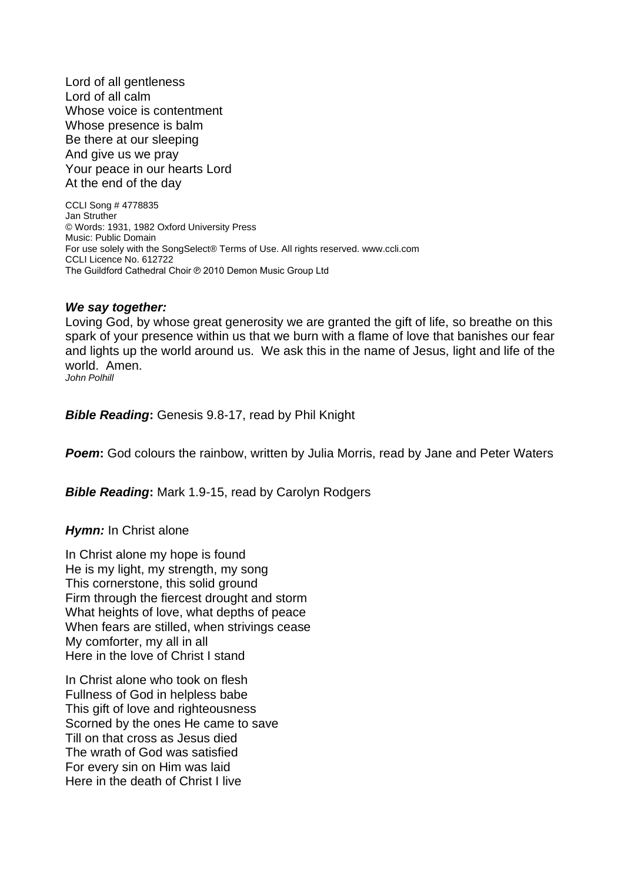Lord of all gentleness
Lord of all calm
Whose voice is contentment
Whose presence is balm
Be there at our sleeping
And give us we pray
Your peace in our hearts Lord
At the end of the day

CCLI Song # 4778835
Jan Struther
© Words: 1931, 1982 Oxford University Press
Music: Public Domain
For use solely with the SongSelect® Terms of Use. All rights reserved. www.ccli.com
CCLI Licence No. 612722
The Guildford Cathedral Choir ℗ 2010 Demon Music Group Ltd

***We say together:***
Loving God, by whose great generosity we are granted the gift of life, so breathe on this spark of your presence within us that we burn with a flame of love that banishes our fear and lights up the world around us. We ask this in the name of Jesus, light and life of the world. Amen.
*John Polhill*

***Bible Reading*****:** Genesis 9.8-17, read by Phil Knight

***Poem*****:** God colours the rainbow, written by Julia Morris, read by Jane and Peter Waters

***Bible Reading*****:** Mark 1.9-15, read by Carolyn Rodgers

***Hymn:*** In Christ alone

In Christ alone my hope is found
He is my light, my strength, my song
This cornerstone, this solid ground
Firm through the fiercest drought and storm
What heights of love, what depths of peace
When fears are stilled, when strivings cease
My comforter, my all in all
Here in the love of Christ I stand

In Christ alone who took on flesh
Fullness of God in helpless babe
This gift of love and righteousness
Scorned by the ones He came to save
Till on that cross as Jesus died
The wrath of God was satisfied
For every sin on Him was laid
Here in the death of Christ I live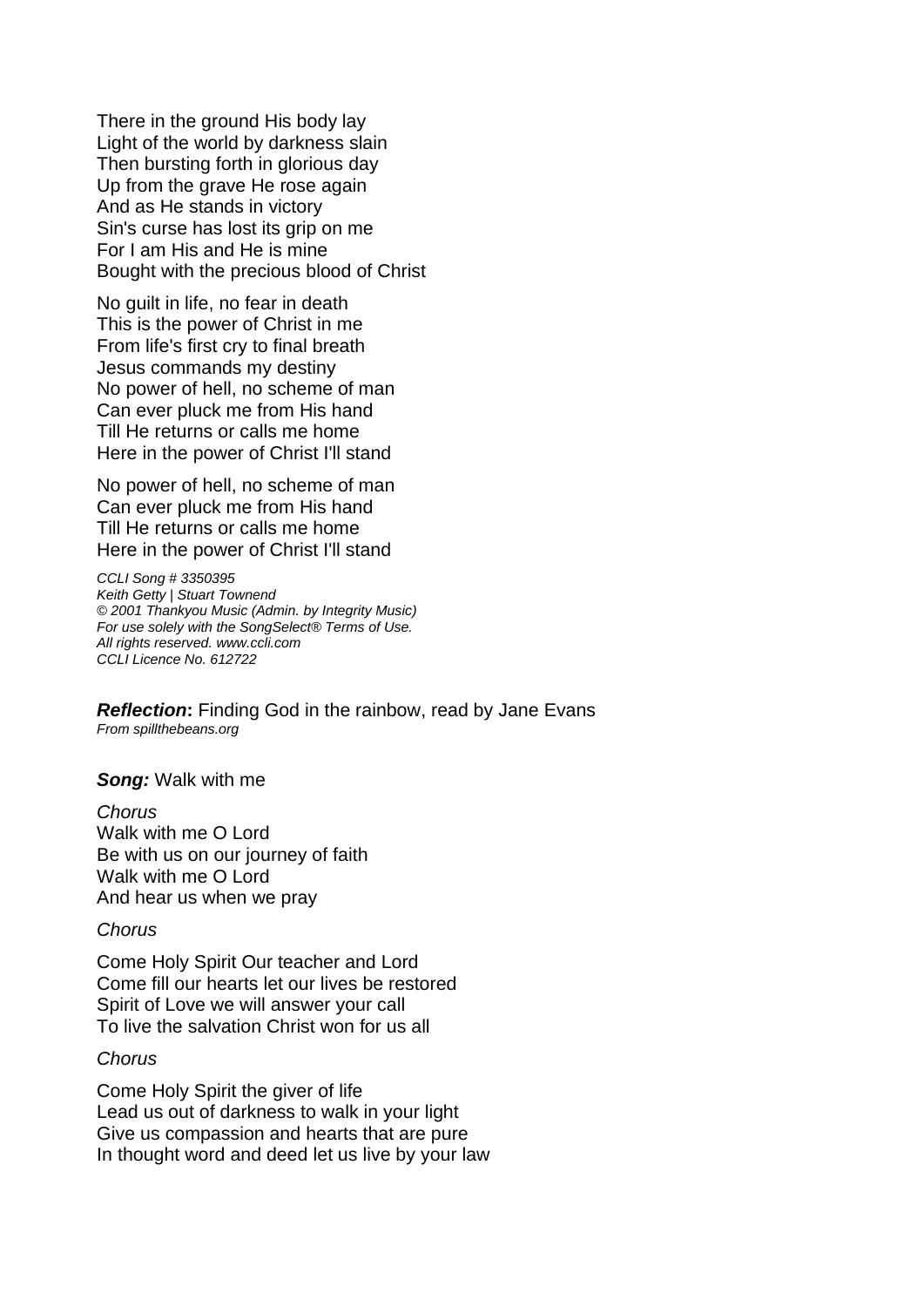There in the ground His body lay
Light of the world by darkness slain
Then bursting forth in glorious day
Up from the grave He rose again
And as He stands in victory
Sin's curse has lost its grip on me
For I am His and He is mine
Bought with the precious blood of Christ

No guilt in life, no fear in death
This is the power of Christ in me
From life's first cry to final breath
Jesus commands my destiny
No power of hell, no scheme of man
Can ever pluck me from His hand
Till He returns or calls me home
Here in the power of Christ I'll stand

No power of hell, no scheme of man
Can ever pluck me from His hand
Till He returns or calls me home
Here in the power of Christ I'll stand

*CCLI Song # 3350395*
*Keith Getty | Stuart Townend*
*© 2001 Thankyou Music (Admin. by Integrity Music)*
*For use solely with the SongSelect® Terms of Use.*
*All rights reserved. www.ccli.com*
*CCLI Licence No. 612722*

***Reflection*:** Finding God in the rainbow, read by Jane Evans
*From spillthebeans.org*

***Song:*** Walk with me

*Chorus*
Walk with me O Lord
Be with us on our journey of faith
Walk with me O Lord
And hear us when we pray

*Chorus*

Come Holy Spirit Our teacher and Lord
Come fill our hearts let our lives be restored
Spirit of Love we will answer your call
To live the salvation Christ won for us all

*Chorus*

Come Holy Spirit the giver of life
Lead us out of darkness to walk in your light
Give us compassion and hearts that are pure
In thought word and deed let us live by your law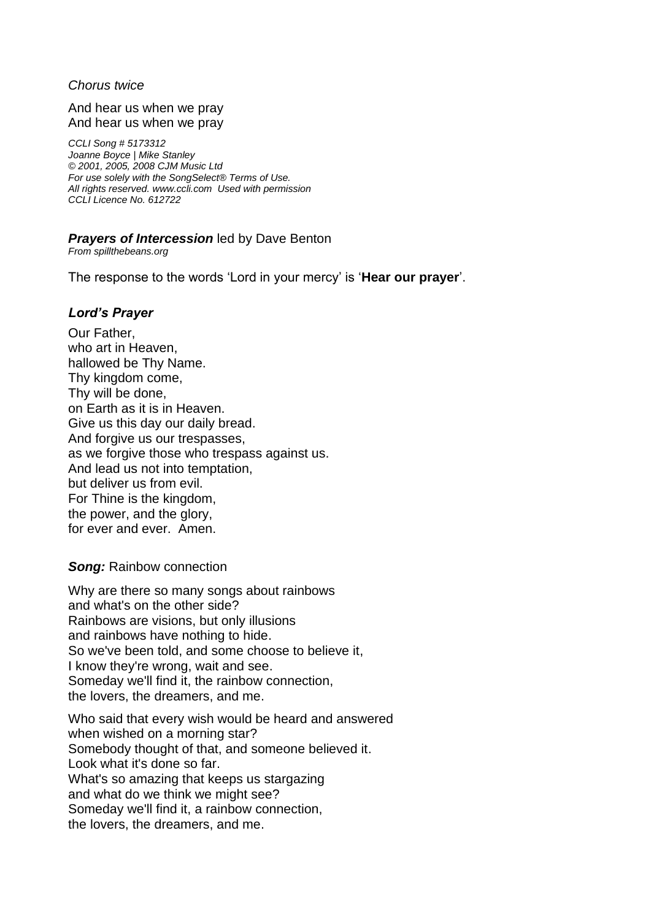*Chorus twice*

And hear us when we pray
And hear us when we pray

*CCLI Song # 5173312*
*Joanne Boyce | Mike Stanley*
*© 2001, 2005, 2008 CJM Music Ltd*
*For use solely with the SongSelect® Terms of Use.*
*All rights reserved. www.ccli.com Used with permission*
*CCLI Licence No. 612722*

***Prayers of Intercession*** led by Dave Benton
*From spillthebeans.org*

The response to the words 'Lord in your mercy' is '**Hear our prayer**'.

### *Lord's Prayer*

Our Father,
who art in Heaven,
hallowed be Thy Name.
Thy kingdom come,
Thy will be done,
on Earth as it is in Heaven.
Give us this day our daily bread.
And forgive us our trespasses,
as we forgive those who trespass against us.
And lead us not into temptation,
but deliver us from evil.
For Thine is the kingdom,
the power, and the glory,
for ever and ever. Amen.

***Song:*** Rainbow connection

Why are there so many songs about rainbows
and what's on the other side?
Rainbows are visions, but only illusions
and rainbows have nothing to hide.
So we've been told, and some choose to believe it,
I know they're wrong, wait and see.
Someday we'll find it, the rainbow connection,
the lovers, the dreamers, and me.

Who said that every wish would be heard and answered
when wished on a morning star?
Somebody thought of that, and someone believed it.
Look what it's done so far.
What's so amazing that keeps us stargazing
and what do we think we might see?
Someday we'll find it, a rainbow connection,
the lovers, the dreamers, and me.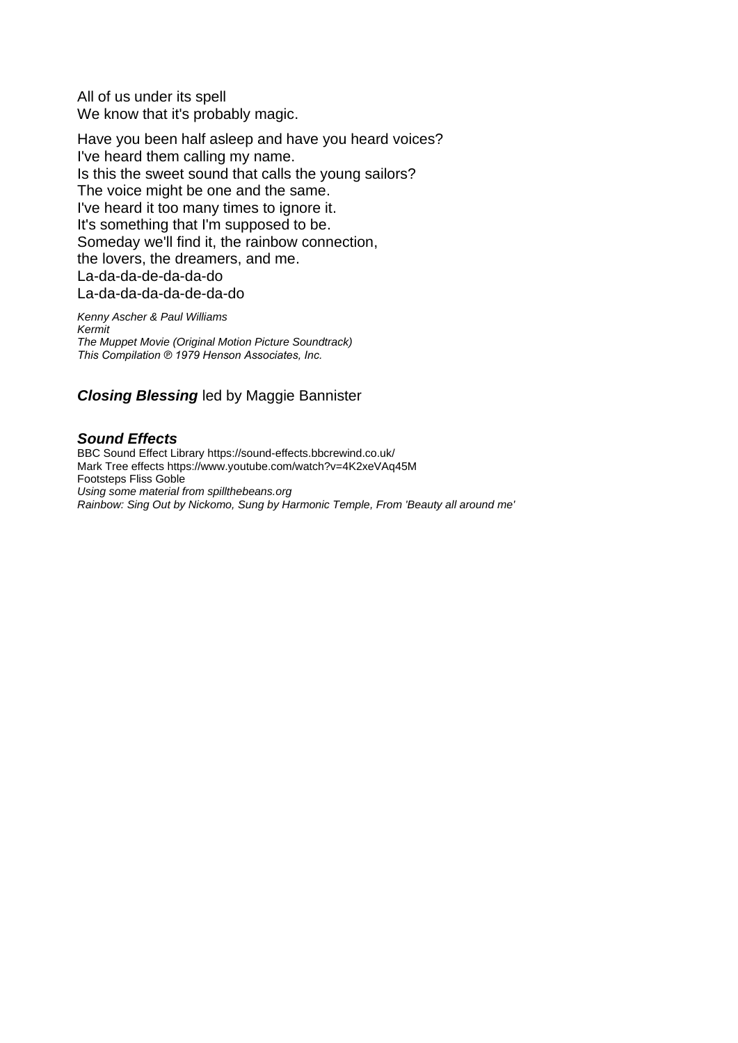All of us under its spell
We know that it's probably magic.

Have you been half asleep and have you heard voices?
I've heard them calling my name.
Is this the sweet sound that calls the young sailors?
The voice might be one and the same.
I've heard it too many times to ignore it.
It's something that I'm supposed to be.
Someday we'll find it, the rainbow connection,
the lovers, the dreamers, and me.
La-da-da-de-da-da-do
La-da-da-da-da-de-da-do

*Kenny Ascher & Paul Williams*
*Kermit*
*The Muppet Movie (Original Motion Picture Soundtrack)*
*This Compilation ℗ 1979 Henson Associates, Inc.*

***Closing Blessing*** led by Maggie Bannister

### ***Sound Effects***

BBC Sound Effect Library https://sound-effects.bbcrewind.co.uk/
Mark Tree effects https://www.youtube.com/watch?v=4K2xeVAq45M
Footsteps Fliss Goble
*Using some material from spillthebeans.org*
*Rainbow: Sing Out by Nickomo, Sung by Harmonic Temple, From 'Beauty all around me'*